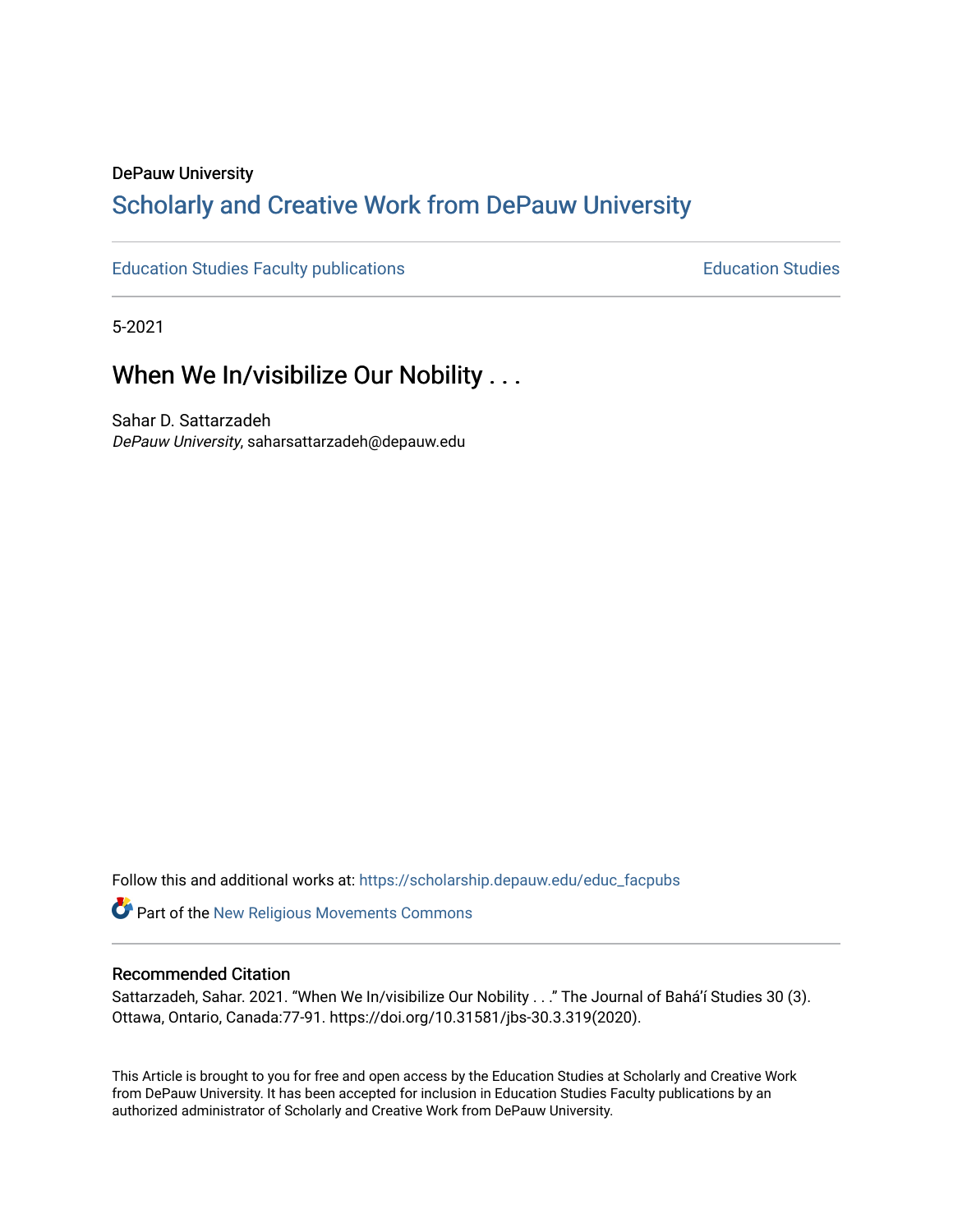DePauw University

## Scholarly and Creative Work from DePauw University

Education Studies Faculty publications | Education Studies

5-2021

# When We In/visibilize Our Nobility . . .

Sahar D. Sattarzadeh
*DePauw University*, saharsattarzadeh@depauw.edu

Follow this and additional works at: https://scholarship.depauw.edu/educ_facpubs

Part of the New Religious Movements Commons

### Recommended Citation

Sattarzadeh, Sahar. 2021. "When We In/visibilize Our Nobility . . ." The Journal of Bahá'í Studies 30 (3). Ottawa, Ontario, Canada:77-91. https://doi.org/10.31581/jbs-30.3.319(2020).

This Article is brought to you for free and open access by the Education Studies at Scholarly and Creative Work from DePauw University. It has been accepted for inclusion in Education Studies Faculty publications by an authorized administrator of Scholarly and Creative Work from DePauw University.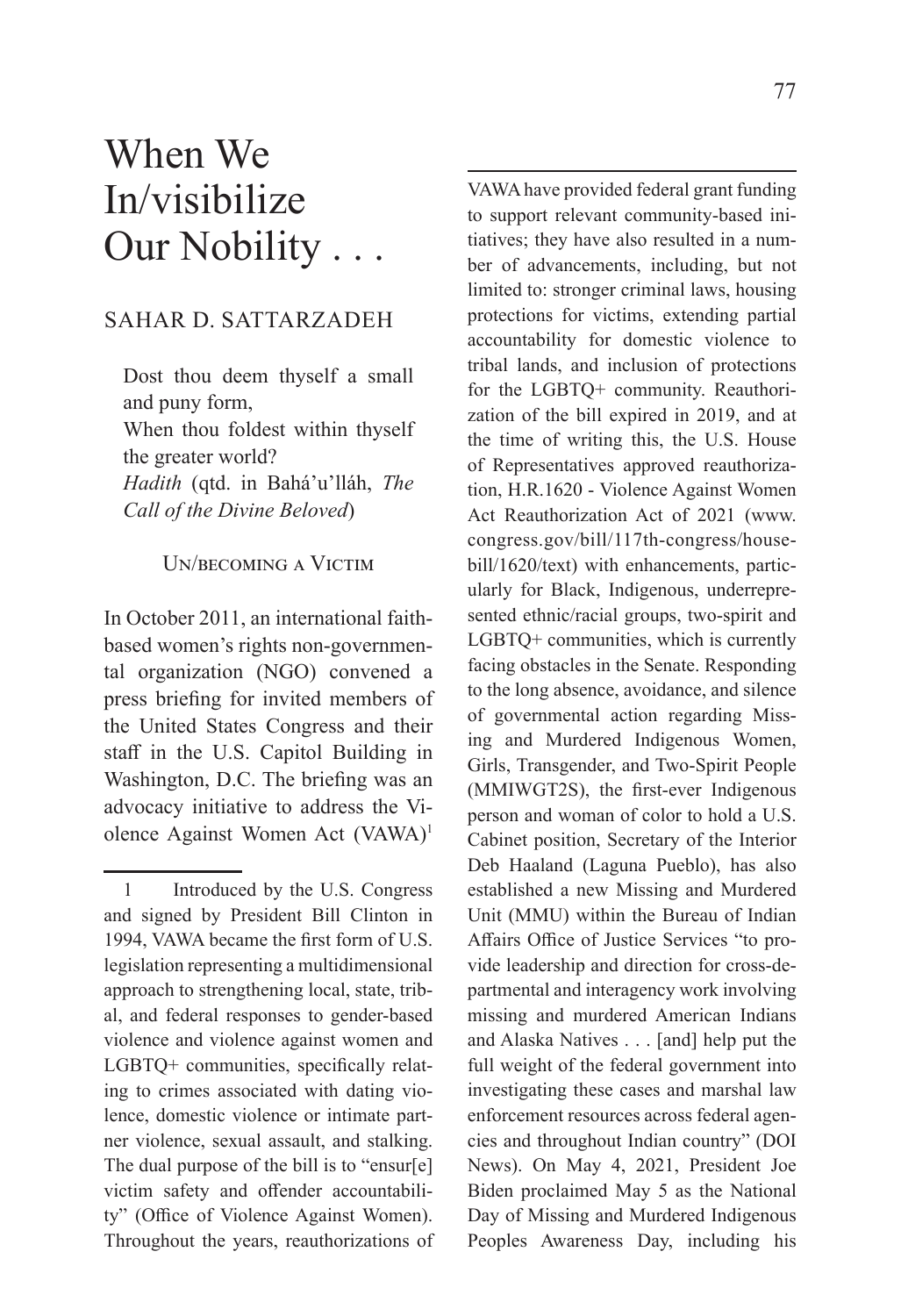# When We In/visibilize Our Nobility . . .

SAHAR D. SATTARZADEH

> Dost thou deem thyself a small and puny form,
> When thou foldest within thyself the greater world?
> *Hadith* (qtd. in Bahá'u'lláh, *The Call of the Divine Beloved*)

## Un/becoming a Victim

In October 2011, an international faith-based women's rights non-governmental organization (NGO) convened a press briefing for invited members of the United States Congress and their staff in the U.S. Capitol Building in Washington, D.C. The briefing was an advocacy initiative to address the Violence Against Women Act (VAWA)[1] have provided federal grant funding to support relevant community-based initiatives; they have also resulted in a number of advancements, including, but not limited to: stronger criminal laws, housing protections for victims, extending partial accountability for domestic violence to tribal lands, and inclusion of protections for the LGBTQ+ community. Reauthorization of the bill expired in 2019, and at the time of writing this, the U.S. House of Representatives approved reauthorization, H.R.1620 - Violence Against Women Act Reauthorization Act of 2021 (www.congress.gov/bill/117th-congress/house-bill/1620/text) with enhancements, particularly for Black, Indigenous, underrepresented ethnic/racial groups, two-spirit and LGBTQ+ communities, which is currently facing obstacles in the Senate. Responding to the long absence, avoidance, and silence of governmental action regarding Missing and Murdered Indigenous Women, Girls, Transgender, and Two-Spirit People (MMIWGT2S), the first-ever Indigenous person and woman of color to hold a U.S. Cabinet position, Secretary of the Interior Deb Haaland (Laguna Pueblo), has also established a new Missing and Murdered Unit (MMU) within the Bureau of Indian Affairs Office of Justice Services "to provide leadership and direction for cross-departmental and interagency work involving missing and murdered American Indians and Alaska Natives . . . [and] help put the full weight of the federal government into investigating these cases and marshal law enforcement resources across federal agencies and throughout Indian country" (DOI News). On May 4, 2021, President Joe Biden proclaimed May 5 as the National Day of Missing and Murdered Indigenous Peoples Awareness Day, including his

---

1 Introduced by the U.S. Congress and signed by President Bill Clinton in 1994, VAWA became the first form of U.S. legislation representing a multidimensional approach to strengthening local, state, tribal, and federal responses to gender-based violence and violence against women and LGBTQ+ communities, specifically relating to crimes associated with dating violence, domestic violence or intimate partner violence, sexual assault, and stalking. The dual purpose of the bill is to "ensur[e] victim safety and offender accountability" (Office of Violence Against Women). Throughout the years, reauthorizations of VAWA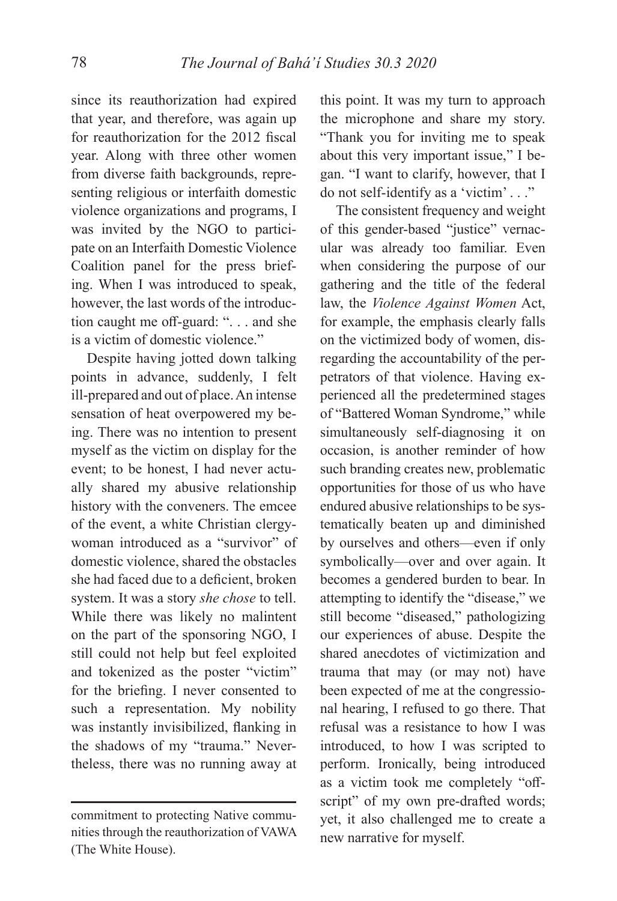since its reauthorization had expired that year, and therefore, was again up for reauthorization for the 2012 fiscal year. Along with three other women from diverse faith backgrounds, representing religious or interfaith domestic violence organizations and programs, I was invited by the NGO to participate on an Interfaith Domestic Violence Coalition panel for the press briefing. When I was introduced to speak, however, the last words of the introduction caught me off-guard: ". . . and she is a victim of domestic violence."

Despite having jotted down talking points in advance, suddenly, I felt ill-prepared and out of place. An intense sensation of heat overpowered my being. There was no intention to present myself as the victim on display for the event; to be honest, I had never actually shared my abusive relationship history with the conveners. The emcee of the event, a white Christian clergywoman introduced as a "survivor" of domestic violence, shared the obstacles she had faced due to a deficient, broken system. It was a story *she chose* to tell. While there was likely no malintent on the part of the sponsoring NGO, I still could not help but feel exploited and tokenized as the poster "victim" for the briefing. I never consented to such a representation. My nobility was instantly invisibilized, flanking in the shadows of my "trauma." Nevertheless, there was no running away at this point. It was my turn to approach the microphone and share my story. "Thank you for inviting me to speak about this very important issue," I began. "I want to clarify, however, that I do not self-identify as a 'victim' . . ."

The consistent frequency and weight of this gender-based "justice" vernacular was already too familiar. Even when considering the purpose of our gathering and the title of the federal law, the *Violence Against Women* Act, for example, the emphasis clearly falls on the victimized body of women, disregarding the accountability of the perpetrators of that violence. Having experienced all the predetermined stages of "Battered Woman Syndrome," while simultaneously self-diagnosing it on occasion, is another reminder of how such branding creates new, problematic opportunities for those of us who have endured abusive relationships to be systematically beaten up and diminished by ourselves and others—even if only symbolically—over and over again. It becomes a gendered burden to bear. In attempting to identify the "disease," we still become "diseased," pathologizing our experiences of abuse. Despite the shared anecdotes of victimization and trauma that may (or may not) have been expected of me at the congressional hearing, I refused to go there. That refusal was a resistance to how I was introduced, to how I was scripted to perform. Ironically, being introduced as a victim took me completely "off-script" of my own pre-drafted words; yet, it also challenged me to create a new narrative for myself.

---

commitment to protecting Native communities through the reauthorization of VAWA (The White House).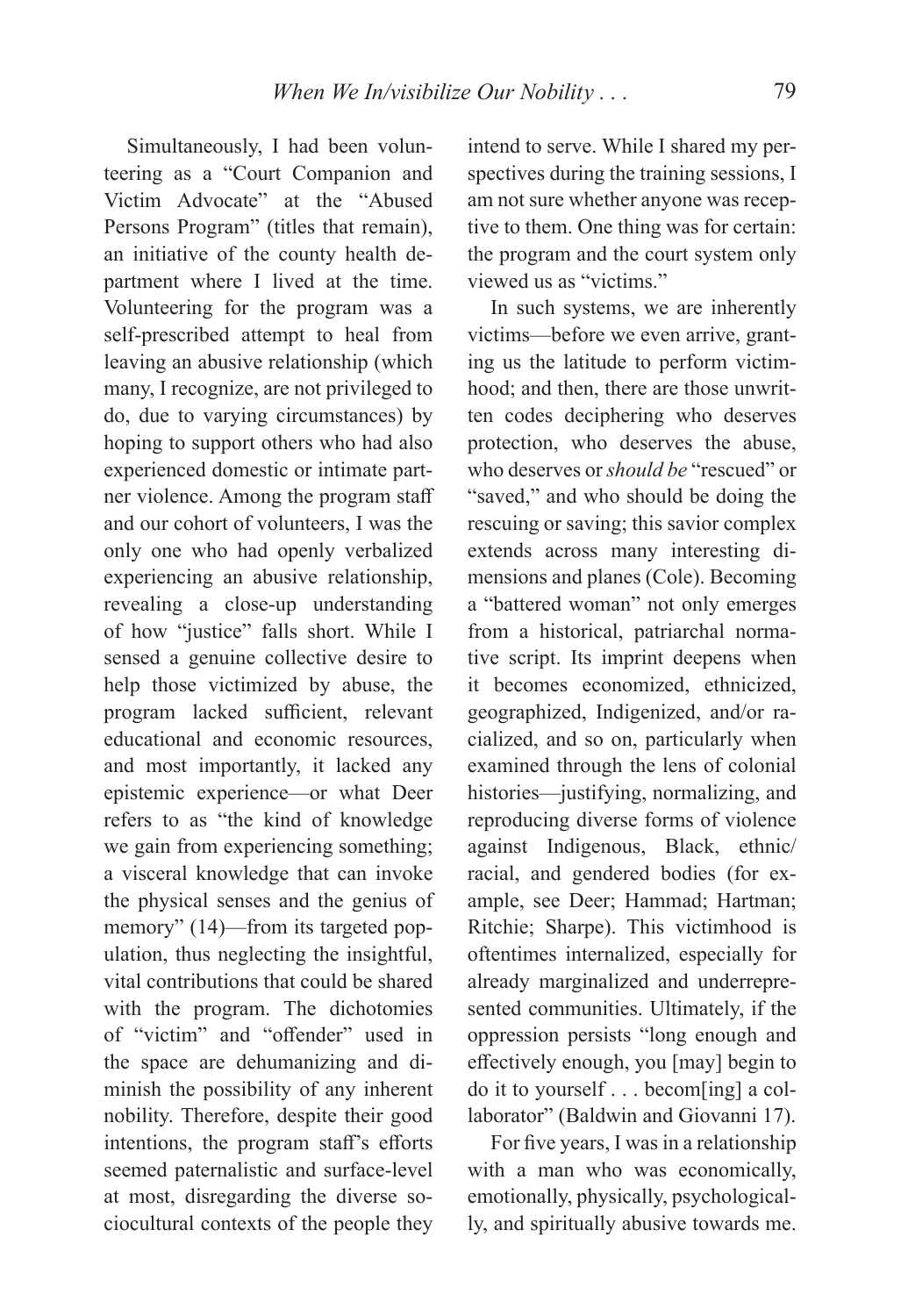Simultaneously, I had been volunteering as a "Court Companion and Victim Advocate" at the "Abused Persons Program" (titles that remain), an initiative of the county health department where I lived at the time. Volunteering for the program was a self-prescribed attempt to heal from leaving an abusive relationship (which many, I recognize, are not privileged to do, due to varying circumstances) by hoping to support others who had also experienced domestic or intimate partner violence. Among the program staff and our cohort of volunteers, I was the only one who had openly verbalized experiencing an abusive relationship, revealing a close-up understanding of how "justice" falls short. While I sensed a genuine collective desire to help those victimized by abuse, the program lacked sufficient, relevant educational and economic resources, and most importantly, it lacked any epistemic experience—or what Deer refers to as "the kind of knowledge we gain from experiencing something; a visceral knowledge that can invoke the physical senses and the genius of memory" (14)—from its targeted population, thus neglecting the insightful, vital contributions that could be shared with the program. The dichotomies of "victim" and "offender" used in the space are dehumanizing and diminish the possibility of any inherent nobility. Therefore, despite their good intentions, the program staff's efforts seemed paternalistic and surface-level at most, disregarding the diverse sociocultural contexts of the people they intend to serve. While I shared my perspectives during the training sessions, I am not sure whether anyone was receptive to them. One thing was for certain: the program and the court system only viewed us as "victims."

In such systems, we are inherently victims—before we even arrive, granting us the latitude to perform victimhood; and then, there are those unwritten codes deciphering who deserves protection, who deserves the abuse, who deserves or *should be* "rescued" or "saved," and who should be doing the rescuing or saving; this savior complex extends across many interesting dimensions and planes (Cole). Becoming a "battered woman" not only emerges from a historical, patriarchal normative script. Its imprint deepens when it becomes economized, ethnicized, geographized, Indigenized, and/or racialized, and so on, particularly when examined through the lens of colonial histories—justifying, normalizing, and reproducing diverse forms of violence against Indigenous, Black, ethnic/racial, and gendered bodies (for example, see Deer; Hammad; Hartman; Ritchie; Sharpe). This victimhood is oftentimes internalized, especially for already marginalized and underrepresented communities. Ultimately, if the oppression persists "long enough and effectively enough, you [may] begin to do it to yourself . . . becom[ing] a collaborator" (Baldwin and Giovanni 17).

For five years, I was in a relationship with a man who was economically, emotionally, physically, psychologically, and spiritually abusive towards me.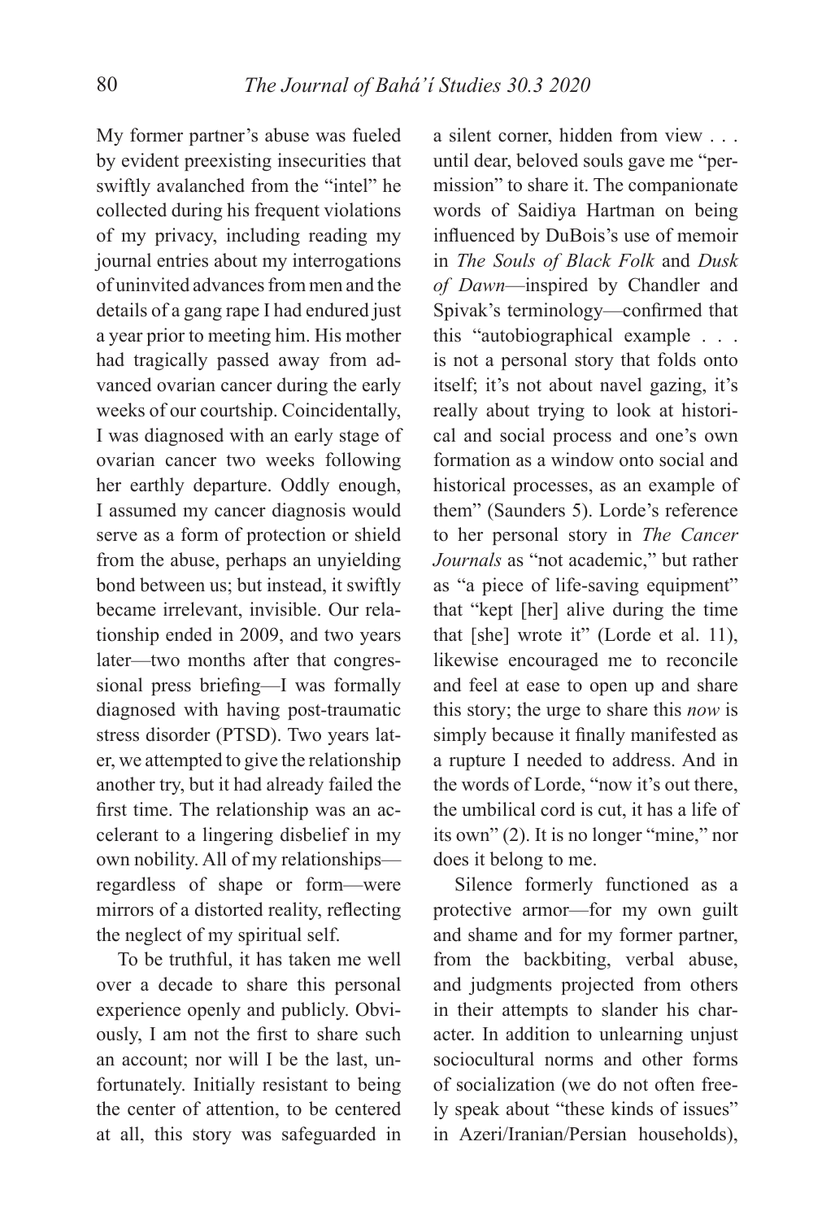My former partner's abuse was fueled by evident preexisting insecurities that swiftly avalanched from the "intel" he collected during his frequent violations of my privacy, including reading my journal entries about my interrogations of uninvited advances from men and the details of a gang rape I had endured just a year prior to meeting him. His mother had tragically passed away from advanced ovarian cancer during the early weeks of our courtship. Coincidentally, I was diagnosed with an early stage of ovarian cancer two weeks following her earthly departure. Oddly enough, I assumed my cancer diagnosis would serve as a form of protection or shield from the abuse, perhaps an unyielding bond between us; but instead, it swiftly became irrelevant, invisible. Our relationship ended in 2009, and two years later—two months after that congressional press briefing—I was formally diagnosed with having post-traumatic stress disorder (PTSD). Two years later, we attempted to give the relationship another try, but it had already failed the first time. The relationship was an accelerant to a lingering disbelief in my own nobility. All of my relationships—regardless of shape or form—were mirrors of a distorted reality, reflecting the neglect of my spiritual self.

To be truthful, it has taken me well over a decade to share this personal experience openly and publicly. Obviously, I am not the first to share such an account; nor will I be the last, unfortunately. Initially resistant to being the center of attention, to be centered at all, this story was safeguarded in a silent corner, hidden from view . . . until dear, beloved souls gave me "permission" to share it. The companionate words of Saidiya Hartman on being influenced by DuBois's use of memoir in *The Souls of Black Folk* and *Dusk of Dawn*—inspired by Chandler and Spivak's terminology—confirmed that this "autobiographical example . . . is not a personal story that folds onto itself; it's not about navel gazing, it's really about trying to look at historical and social process and one's own formation as a window onto social and historical processes, as an example of them" (Saunders 5). Lorde's reference to her personal story in *The Cancer Journals* as "not academic," but rather as "a piece of life-saving equipment" that "kept [her] alive during the time that [she] wrote it" (Lorde et al. 11), likewise encouraged me to reconcile and feel at ease to open up and share this story; the urge to share this *now* is simply because it finally manifested as a rupture I needed to address. And in the words of Lorde, "now it's out there, the umbilical cord is cut, it has a life of its own" (2). It is no longer "mine," nor does it belong to me.

Silence formerly functioned as a protective armor—for my own guilt and shame and for my former partner, from the backbiting, verbal abuse, and judgments projected from others in their attempts to slander his character. In addition to unlearning unjust sociocultural norms and other forms of socialization (we do not often freely speak about "these kinds of issues" in Azeri/Iranian/Persian households),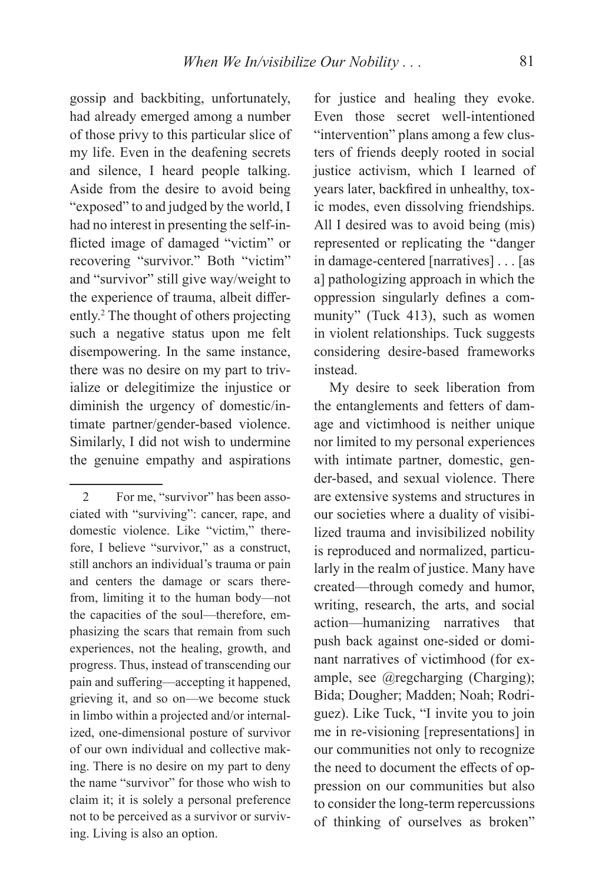gossip and backbiting, unfortunately, had already emerged among a number of those privy to this particular slice of my life. Even in the deafening secrets and silence, I heard people talking. Aside from the desire to avoid being "exposed" to and judged by the world, I had no interest in presenting the self-inflicted image of damaged "victim" or recovering "survivor." Both "victim" and "survivor" still give way/weight to the experience of trauma, albeit differently.[2] The thought of others projecting such a negative status upon me felt disempowering. In the same instance, there was no desire on my part to trivialize or delegitimize the injustice or diminish the urgency of domestic/intimate partner/gender-based violence. Similarly, I did not wish to undermine the genuine empathy and aspirations for justice and healing they evoke. Even those secret well-intentioned "intervention" plans among a few clusters of friends deeply rooted in social justice activism, which I learned of years later, backfired in unhealthy, toxic modes, even dissolving friendships. All I desired was to avoid being (mis) represented or replicating the "danger in damage-centered [narratives] . . . [as a] pathologizing approach in which the oppression singularly defines a community" (Tuck 413), such as women in violent relationships. Tuck suggests considering desire-based frameworks instead.

My desire to seek liberation from the entanglements and fetters of damage and victimhood is neither unique nor limited to my personal experiences with intimate partner, domestic, gender-based, and sexual violence. There are extensive systems and structures in our societies where a duality of visibilized trauma and invisibilized nobility is reproduced and normalized, particularly in the realm of justice. Many have created—through comedy and humor, writing, research, the arts, and social action—humanizing narratives that push back against one-sided or dominant narratives of victimhood (for example, see @regcharging (Charging); Bida; Dougher; Madden; Noah; Rodriguez). Like Tuck, "I invite you to join me in re-visioning [representations] in our communities not only to recognize the need to document the effects of oppression on our communities but also to consider the long-term repercussions of thinking of ourselves as broken"

---

2 For me, "survivor" has been associated with "surviving": cancer, rape, and domestic violence. Like "victim," therefore, I believe "survivor," as a construct, still anchors an individual's trauma or pain and centers the damage or scars therefrom, limiting it to the human body—not the capacities of the soul—therefore, emphasizing the scars that remain from such experiences, not the healing, growth, and progress. Thus, instead of transcending our pain and suffering—accepting it happened, grieving it, and so on—we become stuck in limbo within a projected and/or internalized, one-dimensional posture of survivor of our own individual and collective making. There is no desire on my part to deny the name "survivor" for those who wish to claim it; it is solely a personal preference not to be perceived as a survivor or surviving. Living is also an option.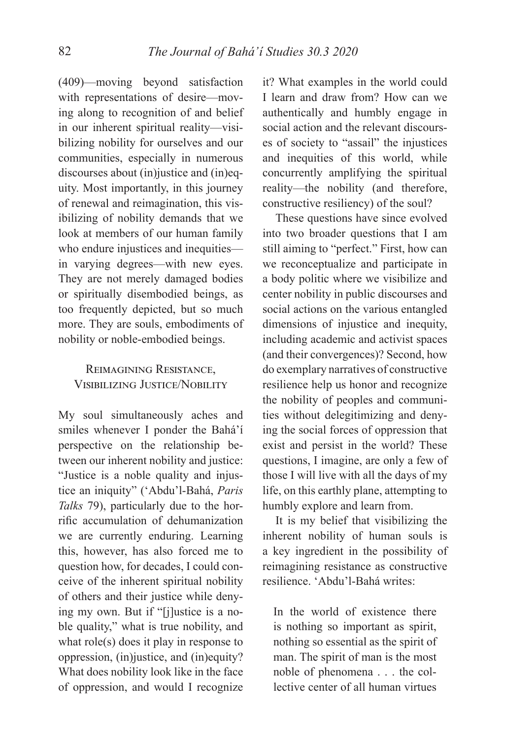(409)—moving beyond satisfaction with representations of desire—moving along to recognition of and belief in our inherent spiritual reality—visibilizing nobility for ourselves and our communities, especially in numerous discourses about (in)justice and (in)equity. Most importantly, in this journey of renewal and reimagination, this visibilizing of nobility demands that we look at members of our human family who endure injustices and inequities—in varying degrees—with new eyes. They are not merely damaged bodies or spiritually disembodied beings, as too frequently depicted, but so much more. They are souls, embodiments of nobility or noble-embodied beings.

## Reimagining Resistance, Visibilizing Justice/Nobility

My soul simultaneously aches and smiles whenever I ponder the Bahá'í perspective on the relationship between our inherent nobility and justice: "Justice is a noble quality and injustice an iniquity" ('Abdu'l-Bahá, *Paris Talks* 79), particularly due to the horrific accumulation of dehumanization we are currently enduring. Learning this, however, has also forced me to question how, for decades, I could conceive of the inherent spiritual nobility of others and their justice while denying my own. But if "[j]ustice is a noble quality," what is true nobility, and what role(s) does it play in response to oppression, (in)justice, and (in)equity? What does nobility look like in the face of oppression, and would I recognize it? What examples in the world could I learn and draw from? How can we authentically and humbly engage in social action and the relevant discourses of society to "assail" the injustices and inequities of this world, while concurrently amplifying the spiritual reality—the nobility (and therefore, constructive resiliency) of the soul?

These questions have since evolved into two broader questions that I am still aiming to "perfect." First, how can we reconceptualize and participate in a body politic where we visibilize and center nobility in public discourses and social actions on the various entangled dimensions of injustice and inequity, including academic and activist spaces (and their convergences)? Second, how do exemplary narratives of constructive resilience help us honor and recognize the nobility of peoples and communities without delegitimizing and denying the social forces of oppression that exist and persist in the world? These questions, I imagine, are only a few of those I will live with all the days of my life, on this earthly plane, attempting to humbly explore and learn from.

It is my belief that visibilizing the inherent nobility of human souls is a key ingredient in the possibility of reimagining resistance as constructive resilience. 'Abdu'l-Bahá writes:

> In the world of existence there is nothing so important as spirit, nothing so essential as the spirit of man. The spirit of man is the most noble of phenomena . . . the collective center of all human virtues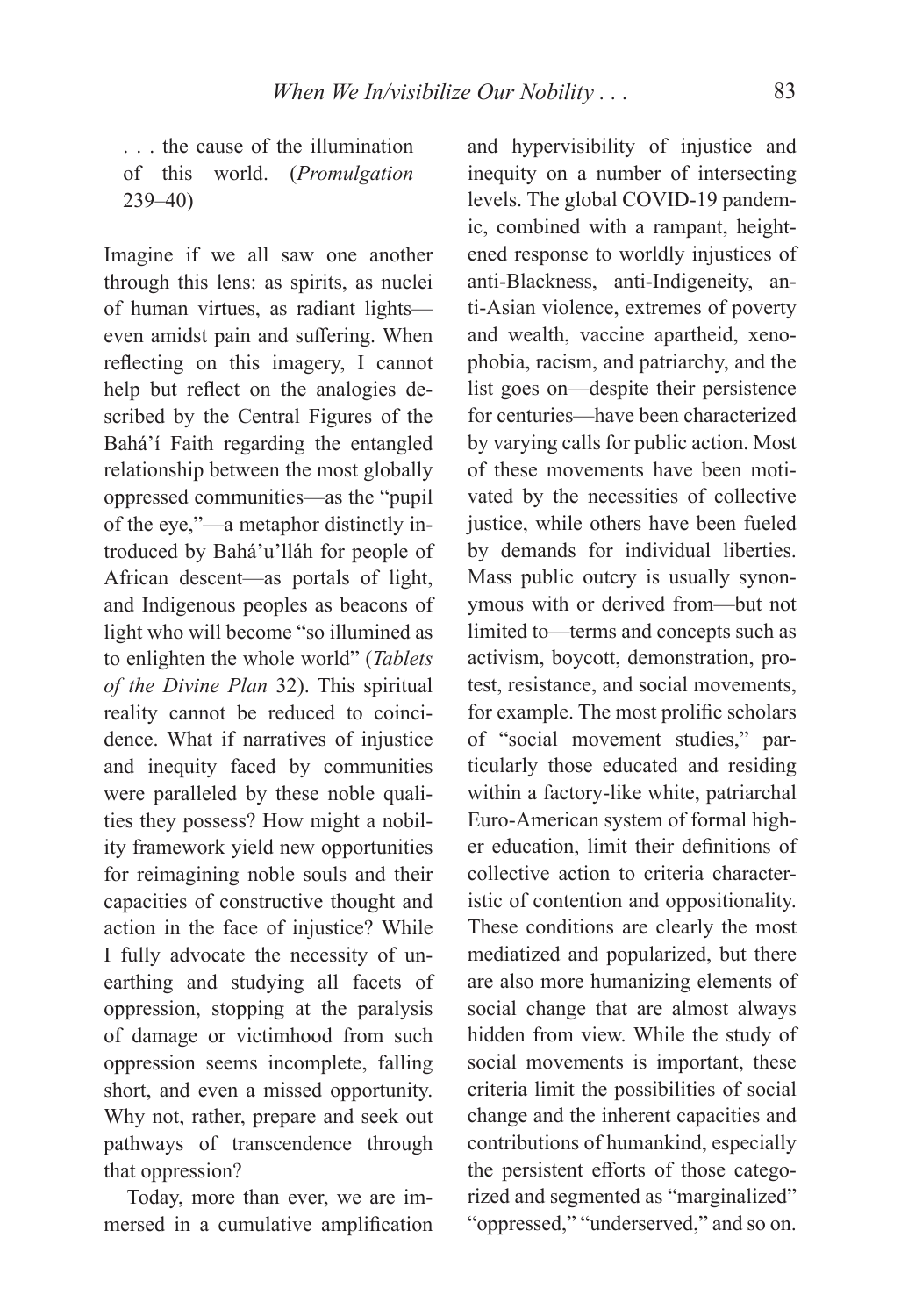> . . . the cause of the illumination of this world. (*Promulgation* 239–40)

Imagine if we all saw one another through this lens: as spirits, as nuclei of human virtues, as radiant lights—even amidst pain and suffering. When reflecting on this imagery, I cannot help but reflect on the analogies described by the Central Figures of the Bahá'í Faith regarding the entangled relationship between the most globally oppressed communities—as the "pupil of the eye,"—a metaphor distinctly introduced by Bahá'u'lláh for people of African descent—as portals of light, and Indigenous peoples as beacons of light who will become "so illumined as to enlighten the whole world" (*Tablets of the Divine Plan* 32). This spiritual reality cannot be reduced to coincidence. What if narratives of injustice and inequity faced by communities were paralleled by these noble qualities they possess? How might a nobility framework yield new opportunities for reimagining noble souls and their capacities of constructive thought and action in the face of injustice? While I fully advocate the necessity of unearthing and studying all facets of oppression, stopping at the paralysis of damage or victimhood from such oppression seems incomplete, falling short, and even a missed opportunity. Why not, rather, prepare and seek out pathways of transcendence through that oppression?

Today, more than ever, we are immersed in a cumulative amplification and hypervisibility of injustice and inequity on a number of intersecting levels. The global COVID-19 pandemic, combined with a rampant, heightened response to worldly injustices of anti-Blackness, anti-Indigeneity, anti-Asian violence, extremes of poverty and wealth, vaccine apartheid, xenophobia, racism, and patriarchy, and the list goes on—despite their persistence for centuries—have been characterized by varying calls for public action. Most of these movements have been motivated by the necessities of collective justice, while others have been fueled by demands for individual liberties. Mass public outcry is usually synonymous with or derived from—but not limited to—terms and concepts such as activism, boycott, demonstration, protest, resistance, and social movements, for example. The most prolific scholars of "social movement studies," particularly those educated and residing within a factory-like white, patriarchal Euro-American system of formal higher education, limit their definitions of collective action to criteria characteristic of contention and oppositionality. These conditions are clearly the most mediatized and popularized, but there are also more humanizing elements of social change that are almost always hidden from view. While the study of social movements is important, these criteria limit the possibilities of social change and the inherent capacities and contributions of humankind, especially the persistent efforts of those categorized and segmented as "marginalized" "oppressed," "underserved," and so on.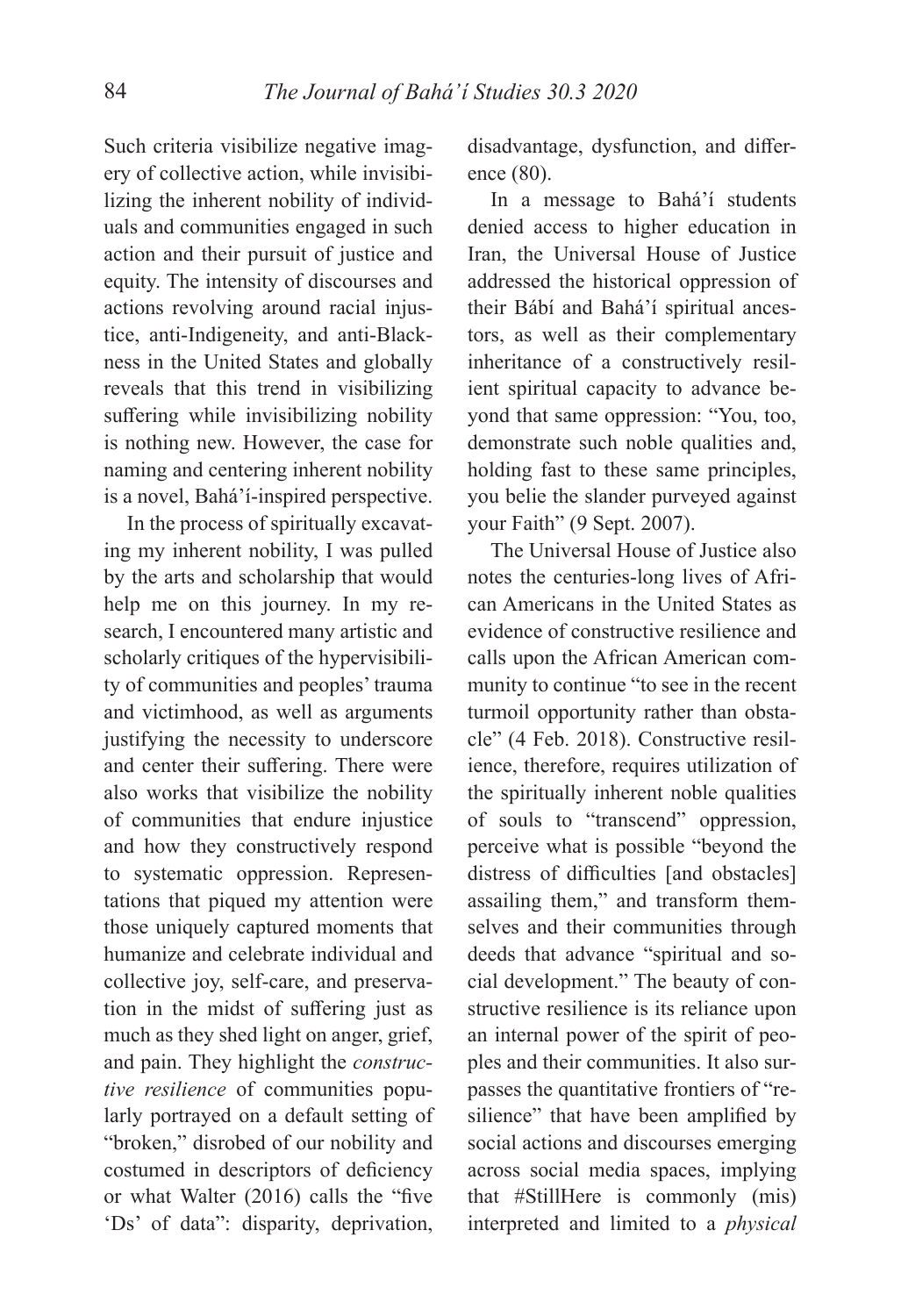Such criteria visibilize negative imagery of collective action, while invisibilizing the inherent nobility of individuals and communities engaged in such action and their pursuit of justice and equity. The intensity of discourses and actions revolving around racial injustice, anti-Indigeneity, and anti-Blackness in the United States and globally reveals that this trend in visibilizing suffering while invisibilizing nobility is nothing new. However, the case for naming and centering inherent nobility is a novel, Bahá'í-inspired perspective.

In the process of spiritually excavating my inherent nobility, I was pulled by the arts and scholarship that would help me on this journey. In my research, I encountered many artistic and scholarly critiques of the hypervisibility of communities and peoples' trauma and victimhood, as well as arguments justifying the necessity to underscore and center their suffering. There were also works that visibilize the nobility of communities that endure injustice and how they constructively respond to systematic oppression. Representations that piqued my attention were those uniquely captured moments that humanize and celebrate individual and collective joy, self-care, and preservation in the midst of suffering just as much as they shed light on anger, grief, and pain. They highlight the *constructive resilience* of communities popularly portrayed on a default setting of "broken," disrobed of our nobility and costumed in descriptors of deficiency or what Walter (2016) calls the "five 'Ds' of data": disparity, deprivation, disadvantage, dysfunction, and difference (80).

In a message to Bahá'í students denied access to higher education in Iran, the Universal House of Justice addressed the historical oppression of their Bábí and Bahá'í spiritual ancestors, as well as their complementary inheritance of a constructively resilient spiritual capacity to advance beyond that same oppression: "You, too, demonstrate such noble qualities and, holding fast to these same principles, you belie the slander purveyed against your Faith" (9 Sept. 2007).

The Universal House of Justice also notes the centuries-long lives of African Americans in the United States as evidence of constructive resilience and calls upon the African American community to continue "to see in the recent turmoil opportunity rather than obstacle" (4 Feb. 2018). Constructive resilience, therefore, requires utilization of the spiritually inherent noble qualities of souls to "transcend" oppression, perceive what is possible "beyond the distress of difficulties [and obstacles] assailing them," and transform themselves and their communities through deeds that advance "spiritual and social development." The beauty of constructive resilience is its reliance upon an internal power of the spirit of peoples and their communities. It also surpasses the quantitative frontiers of "resilience" that have been amplified by social actions and discourses emerging across social media spaces, implying that #StillHere is commonly (mis) interpreted and limited to a *physical*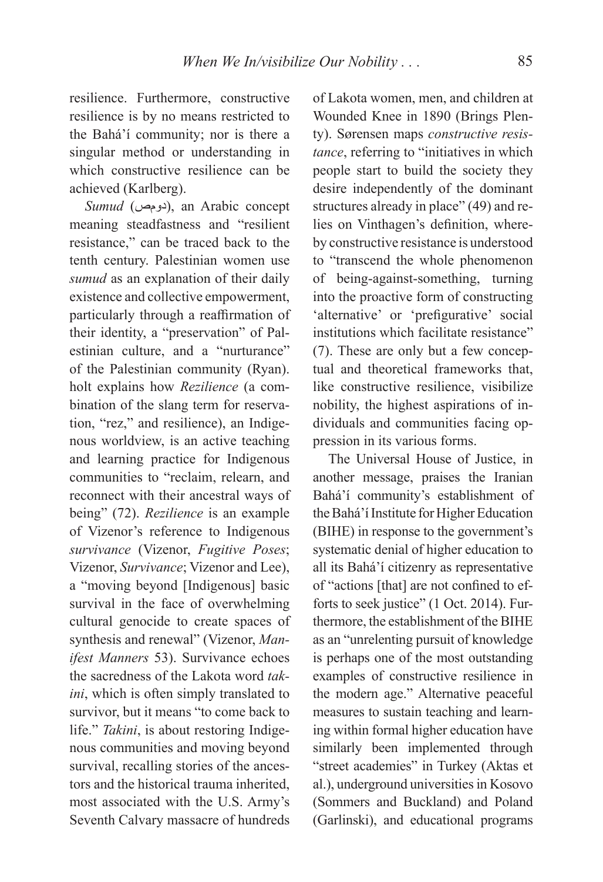resilience. Furthermore, constructive resilience is by no means restricted to the Bahá'í community; nor is there a singular method or understanding in which constructive resilience can be achieved (Karlberg).

*Sumud* (دومص), an Arabic concept meaning steadfastness and "resilient resistance," can be traced back to the tenth century. Palestinian women use *sumud* as an explanation of their daily existence and collective empowerment, particularly through a reaffirmation of their identity, a "preservation" of Palestinian culture, and a "nurturance" of the Palestinian community (Ryan). holt explains how *Rezilience* (a combination of the slang term for reservation, "rez," and resilience), an Indigenous worldview, is an active teaching and learning practice for Indigenous communities to "reclaim, relearn, and reconnect with their ancestral ways of being" (72). *Rezilience* is an example of Vizenor's reference to Indigenous *survivance* (Vizenor, *Fugitive Poses*; Vizenor, *Survivance*; Vizenor and Lee), a "moving beyond [Indigenous] basic survival in the face of overwhelming cultural genocide to create spaces of synthesis and renewal" (Vizenor, *Manifest Manners* 53). Survivance echoes the sacredness of the Lakota word *takini*, which is often simply translated to survivor, but it means "to come back to life." *Takini*, is about restoring Indigenous communities and moving beyond survival, recalling stories of the ancestors and the historical trauma inherited, most associated with the U.S. Army's Seventh Calvary massacre of hundreds of Lakota women, men, and children at Wounded Knee in 1890 (Brings Plenty). Sørensen maps *constructive resistance*, referring to "initiatives in which people start to build the society they desire independently of the dominant structures already in place" (49) and relies on Vinthagen's definition, whereby constructive resistance is understood to "transcend the whole phenomenon of being-against-something, turning into the proactive form of constructing 'alternative' or 'prefigurative' social institutions which facilitate resistance" (7). These are only but a few conceptual and theoretical frameworks that, like constructive resilience, visibilize nobility, the highest aspirations of individuals and communities facing oppression in its various forms.

The Universal House of Justice, in another message, praises the Iranian Bahá'í community's establishment of the Bahá'í Institute for Higher Education (BIHE) in response to the government's systematic denial of higher education to all its Bahá'í citizenry as representative of "actions [that] are not confined to efforts to seek justice" (1 Oct. 2014). Furthermore, the establishment of the BIHE as an "unrelenting pursuit of knowledge is perhaps one of the most outstanding examples of constructive resilience in the modern age." Alternative peaceful measures to sustain teaching and learning within formal higher education have similarly been implemented through "street academies" in Turkey (Aktas et al.), underground universities in Kosovo (Sommers and Buckland) and Poland (Garlinski), and educational programs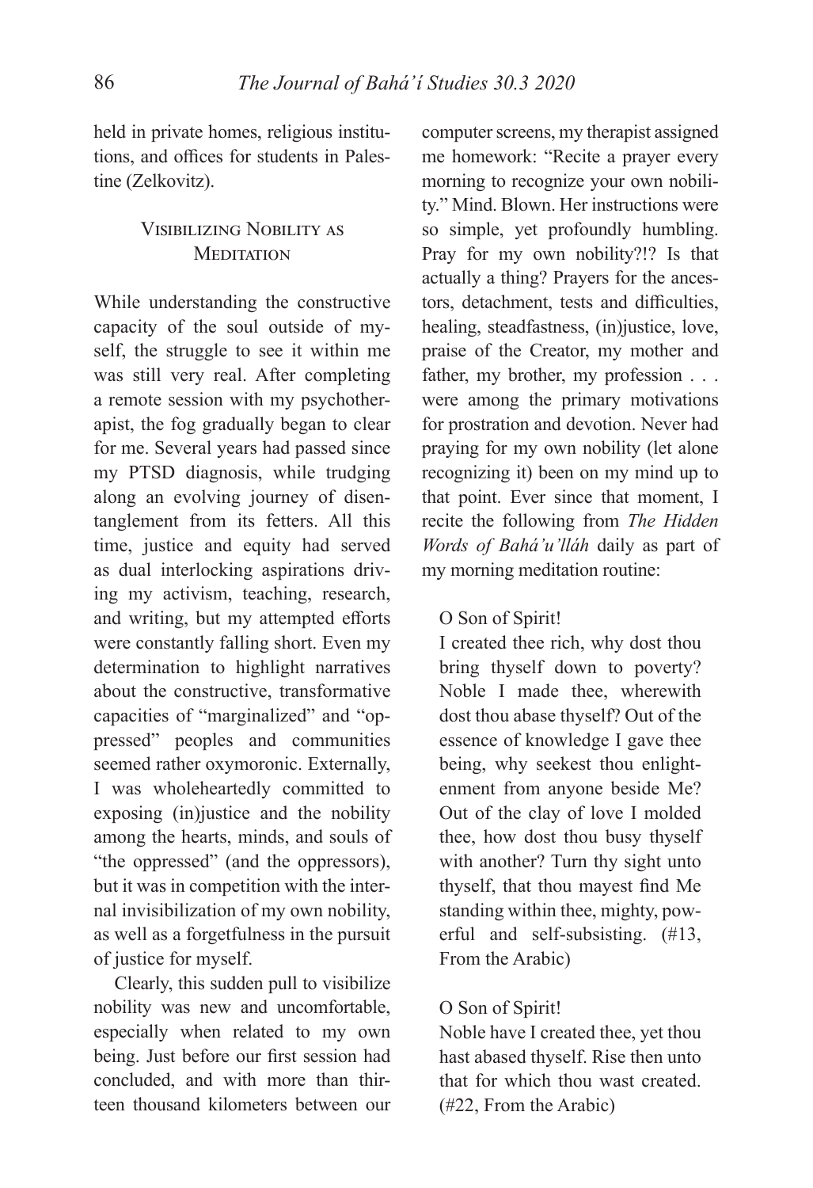held in private homes, religious institutions, and offices for students in Palestine (Zelkovitz).

## Visibilizing Nobility as Meditation

While understanding the constructive capacity of the soul outside of myself, the struggle to see it within me was still very real. After completing a remote session with my psychotherapist, the fog gradually began to clear for me. Several years had passed since my PTSD diagnosis, while trudging along an evolving journey of disentanglement from its fetters. All this time, justice and equity had served as dual interlocking aspirations driving my activism, teaching, research, and writing, but my attempted efforts were constantly falling short. Even my determination to highlight narratives about the constructive, transformative capacities of "marginalized" and "oppressed" peoples and communities seemed rather oxymoronic. Externally, I was wholeheartedly committed to exposing (in)justice and the nobility among the hearts, minds, and souls of "the oppressed" (and the oppressors), but it was in competition with the internal invisibilization of my own nobility, as well as a forgetfulness in the pursuit of justice for myself.

Clearly, this sudden pull to visibilize nobility was new and uncomfortable, especially when related to my own being. Just before our first session had concluded, and with more than thirteen thousand kilometers between our computer screens, my therapist assigned me homework: "Recite a prayer every morning to recognize your own nobility." Mind. Blown. Her instructions were so simple, yet profoundly humbling. Pray for my own nobility?!? Is that actually a thing? Prayers for the ancestors, detachment, tests and difficulties, healing, steadfastness, (in)justice, love, praise of the Creator, my mother and father, my brother, my profession . . . were among the primary motivations for prostration and devotion. Never had praying for my own nobility (let alone recognizing it) been on my mind up to that point. Ever since that moment, I recite the following from *The Hidden Words of Bahá'u'lláh* daily as part of my morning meditation routine:

> O Son of Spirit!
> I created thee rich, why dost thou bring thyself down to poverty? Noble I made thee, wherewith dost thou abase thyself? Out of the essence of knowledge I gave thee being, why seekest thou enlightenment from anyone beside Me? Out of the clay of love I molded thee, how dost thou busy thyself with another? Turn thy sight unto thyself, that thou mayest find Me standing within thee, mighty, powerful and self-subsisting. (#13, From the Arabic)

> O Son of Spirit!
> Noble have I created thee, yet thou hast abased thyself. Rise then unto that for which thou wast created. (#22, From the Arabic)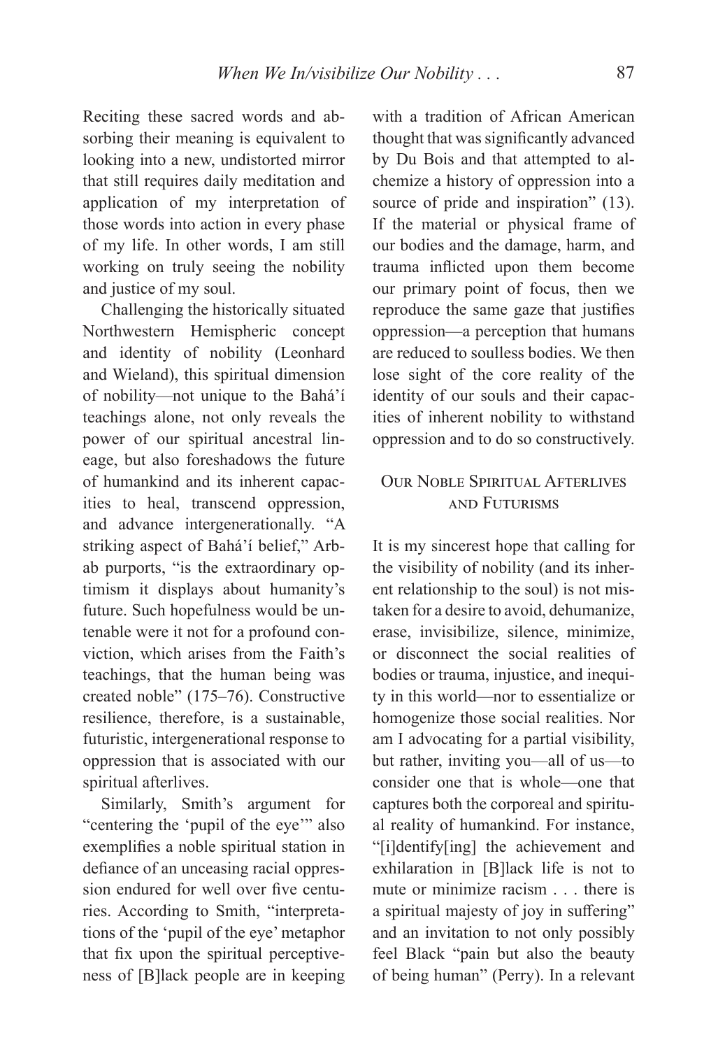Reciting these sacred words and absorbing their meaning is equivalent to looking into a new, undistorted mirror that still requires daily meditation and application of my interpretation of those words into action in every phase of my life. In other words, I am still working on truly seeing the nobility and justice of my soul.

Challenging the historically situated Northwestern Hemispheric concept and identity of nobility (Leonhard and Wieland), this spiritual dimension of nobility—not unique to the Bahá'í teachings alone, not only reveals the power of our spiritual ancestral lineage, but also foreshadows the future of humankind and its inherent capacities to heal, transcend oppression, and advance intergenerationally. "A striking aspect of Bahá'í belief," Arbab purports, "is the extraordinary optimism it displays about humanity's future. Such hopefulness would be untenable were it not for a profound conviction, which arises from the Faith's teachings, that the human being was created noble" (175–76). Constructive resilience, therefore, is a sustainable, futuristic, intergenerational response to oppression that is associated with our spiritual afterlives.

Similarly, Smith's argument for "centering the 'pupil of the eye'" also exemplifies a noble spiritual station in defiance of an unceasing racial oppression endured for well over five centuries. According to Smith, "interpretations of the 'pupil of the eye' metaphor that fix upon the spiritual perceptiveness of [B]lack people are in keeping with a tradition of African American thought that was significantly advanced by Du Bois and that attempted to alchemize a history of oppression into a source of pride and inspiration" (13). If the material or physical frame of our bodies and the damage, harm, and trauma inflicted upon them become our primary point of focus, then we reproduce the same gaze that justifies oppression—a perception that humans are reduced to soulless bodies. We then lose sight of the core reality of the identity of our souls and their capacities of inherent nobility to withstand oppression and to do so constructively.

## Our Noble Spiritual Afterlives and Futurisms

It is my sincerest hope that calling for the visibility of nobility (and its inherent relationship to the soul) is not mistaken for a desire to avoid, dehumanize, erase, invisibilize, silence, minimize, or disconnect the social realities of bodies or trauma, injustice, and inequity in this world—nor to essentialize or homogenize those social realities. Nor am I advocating for a partial visibility, but rather, inviting you—all of us—to consider one that is whole—one that captures both the corporeal and spiritual reality of humankind. For instance, "[i]dentify[ing] the achievement and exhilaration in [B]lack life is not to mute or minimize racism . . . there is a spiritual majesty of joy in suffering" and an invitation to not only possibly feel Black "pain but also the beauty of being human" (Perry). In a relevant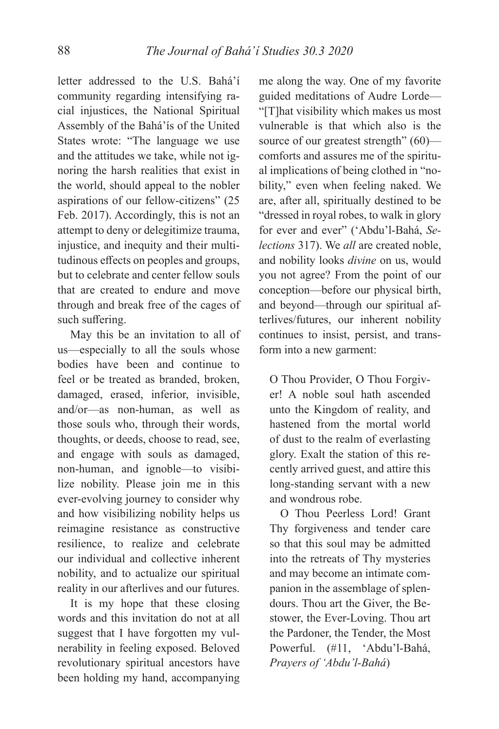letter addressed to the U.S. Bahá'í community regarding intensifying racial injustices, the National Spiritual Assembly of the Bahá'ís of the United States wrote: "The language we use and the attitudes we take, while not ignoring the harsh realities that exist in the world, should appeal to the nobler aspirations of our fellow-citizens" (25 Feb. 2017). Accordingly, this is not an attempt to deny or delegitimize trauma, injustice, and inequity and their multitudinous effects on peoples and groups, but to celebrate and center fellow souls that are created to endure and move through and break free of the cages of such suffering.

May this be an invitation to all of us—especially to all the souls whose bodies have been and continue to feel or be treated as branded, broken, damaged, erased, inferior, invisible, and/or—as non-human, as well as those souls who, through their words, thoughts, or deeds, choose to read, see, and engage with souls as damaged, non-human, and ignoble—to visibilize nobility. Please join me in this ever-evolving journey to consider why and how visibilizing nobility helps us reimagine resistance as constructive resilience, to realize and celebrate our individual and collective inherent nobility, and to actualize our spiritual reality in our afterlives and our futures.

It is my hope that these closing words and this invitation do not at all suggest that I have forgotten my vulnerability in feeling exposed. Beloved revolutionary spiritual ancestors have been holding my hand, accompanying me along the way. One of my favorite guided meditations of Audre Lorde—"[T]hat visibility which makes us most vulnerable is that which also is the source of our greatest strength" (60)—comforts and assures me of the spiritual implications of being clothed in "nobility," even when feeling naked. We are, after all, spiritually destined to be "dressed in royal robes, to walk in glory for ever and ever" ('Abdu'l-Bahá, *Selections* 317). We *all* are created noble, and nobility looks *divine* on us, would you not agree? From the point of our conception—before our physical birth, and beyond—through our spiritual afterlives/futures, our inherent nobility continues to insist, persist, and transform into a new garment:

> O Thou Provider, O Thou Forgiver! A noble soul hath ascended unto the Kingdom of reality, and hastened from the mortal world of dust to the realm of everlasting glory. Exalt the station of this recently arrived guest, and attire this long-standing servant with a new and wondrous robe.
>
> O Thou Peerless Lord! Grant Thy forgiveness and tender care so that this soul may be admitted into the retreats of Thy mysteries and may become an intimate companion in the assemblage of splendours. Thou art the Giver, the Bestower, the Ever-Loving. Thou art the Pardoner, the Tender, the Most Powerful. (#11, 'Abdu'l-Bahá, *Prayers of 'Abdu'l-Bahá*)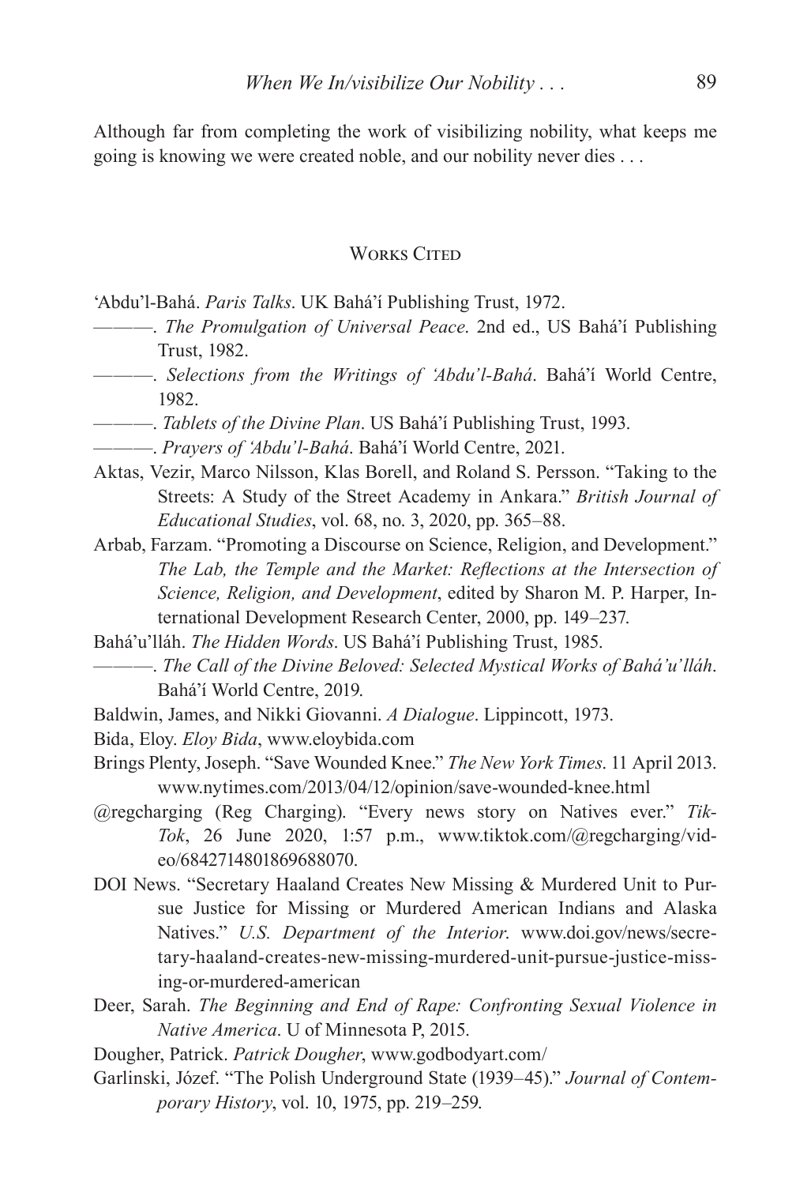Although far from completing the work of visibilizing nobility, what keeps me going is knowing we were created noble, and our nobility never dies . . .

## Works Cited

'Abdu'l-Bahá. *Paris Talks*. UK Bahá'í Publishing Trust, 1972.

———. *The Promulgation of Universal Peace*. 2nd ed., US Bahá'í Publishing Trust, 1982.

———. *Selections from the Writings of 'Abdu'l-Bahá*. Bahá'í World Centre, 1982.

———. *Tablets of the Divine Plan*. US Bahá'í Publishing Trust, 1993.

———. *Prayers of 'Abdu'l-Bahá*. Bahá'í World Centre, 2021.

Aktas, Vezir, Marco Nilsson, Klas Borell, and Roland S. Persson. "Taking to the Streets: A Study of the Street Academy in Ankara." *British Journal of Educational Studies*, vol. 68, no. 3, 2020, pp. 365–88.

Arbab, Farzam. "Promoting a Discourse on Science, Religion, and Development." *The Lab, the Temple and the Market: Reflections at the Intersection of Science, Religion, and Development*, edited by Sharon M. P. Harper, International Development Research Center, 2000, pp. 149–237.

Bahá'u'lláh. *The Hidden Words*. US Bahá'í Publishing Trust, 1985.

———. *The Call of the Divine Beloved: Selected Mystical Works of Bahá'u'lláh*. Bahá'í World Centre, 2019.

Baldwin, James, and Nikki Giovanni. *A Dialogue*. Lippincott, 1973.

Bida, Eloy. *Eloy Bida*, www.eloybida.com

Brings Plenty, Joseph. "Save Wounded Knee." *The New York Times*. 11 April 2013. www.nytimes.com/2013/04/12/opinion/save-wounded-knee.html

@regcharging (Reg Charging). "Every news story on Natives ever." *TikTok*, 26 June 2020, 1:57 p.m., www.tiktok.com/@regcharging/video/6842714801869688070.

DOI News. "Secretary Haaland Creates New Missing & Murdered Unit to Pursue Justice for Missing or Murdered American Indians and Alaska Natives." *U.S. Department of the Interior*. www.doi.gov/news/secretary-haaland-creates-new-missing-murdered-unit-pursue-justice-missing-or-murdered-american

Deer, Sarah. *The Beginning and End of Rape: Confronting Sexual Violence in Native America*. U of Minnesota P, 2015.

Dougher, Patrick. *Patrick Dougher*, www.godbodyart.com/

Garlinski, Józef. "The Polish Underground State (1939–45)." *Journal of Contemporary History*, vol. 10, 1975, pp. 219–259.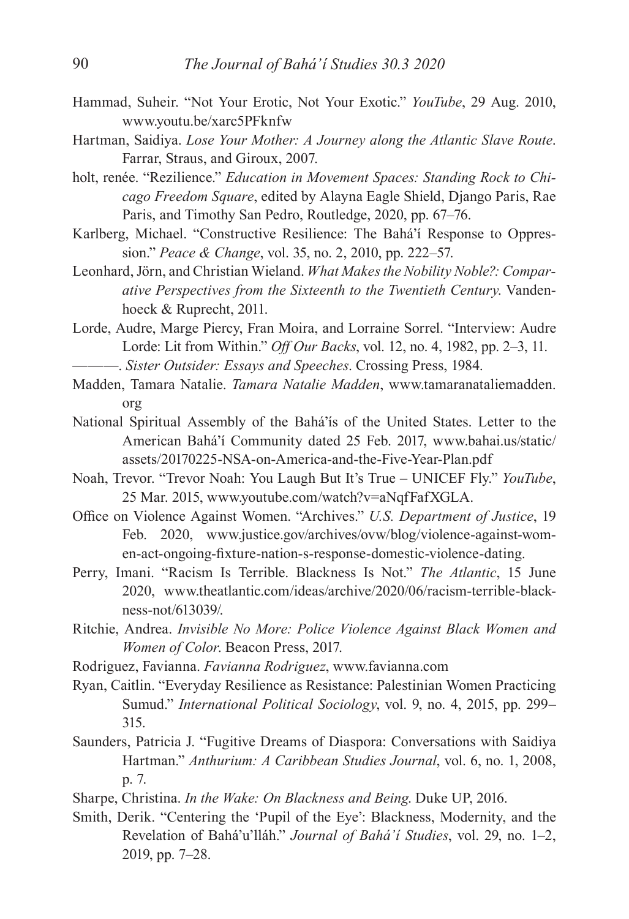Hammad, Suheir. "Not Your Erotic, Not Your Exotic." *YouTube*, 29 Aug. 2010, www.youtu.be/xarc5PFknfw

Hartman, Saidiya. *Lose Your Mother: A Journey along the Atlantic Slave Route*. Farrar, Straus, and Giroux, 2007.

holt, renée. "Rezilience." *Education in Movement Spaces: Standing Rock to Chicago Freedom Square*, edited by Alayna Eagle Shield, Django Paris, Rae Paris, and Timothy San Pedro, Routledge, 2020, pp. 67–76.

Karlberg, Michael. "Constructive Resilience: The Bahá'í Response to Oppression." *Peace & Change*, vol. 35, no. 2, 2010, pp. 222–57.

Leonhard, Jörn, and Christian Wieland. *What Makes the Nobility Noble?: Comparative Perspectives from the Sixteenth to the Twentieth Century*. Vandenhoeck & Ruprecht, 2011.

Lorde, Audre, Marge Piercy, Fran Moira, and Lorraine Sorrel. "Interview: Audre Lorde: Lit from Within." *Off Our Backs*, vol. 12, no. 4, 1982, pp. 2–3, 11.

———. *Sister Outsider: Essays and Speeches*. Crossing Press, 1984.

Madden, Tamara Natalie. *Tamara Natalie Madden*, www.tamaranataliemadden.org

National Spiritual Assembly of the Bahá'ís of the United States. Letter to the American Bahá'í Community dated 25 Feb. 2017, www.bahai.us/static/assets/20170225-NSA-on-America-and-the-Five-Year-Plan.pdf

Noah, Trevor. "Trevor Noah: You Laugh But It's True – UNICEF Fly." *YouTube*, 25 Mar. 2015, www.youtube.com/watch?v=aNqfFafXGLA.

Office on Violence Against Women. "Archives." *U.S. Department of Justice*, 19 Feb. 2020, www.justice.gov/archives/ovw/blog/violence-against-women-act-ongoing-fixture-nation-s-response-domestic-violence-dating.

Perry, Imani. "Racism Is Terrible. Blackness Is Not." *The Atlantic*, 15 June 2020, www.theatlantic.com/ideas/archive/2020/06/racism-terrible-blackness-not/613039/.

Ritchie, Andrea. *Invisible No More: Police Violence Against Black Women and Women of Color*. Beacon Press, 2017.

Rodriguez, Favianna. *Favianna Rodriguez*, www.favianna.com

Ryan, Caitlin. "Everyday Resilience as Resistance: Palestinian Women Practicing Sumud." *International Political Sociology*, vol. 9, no. 4, 2015, pp. 299–315.

Saunders, Patricia J. "Fugitive Dreams of Diaspora: Conversations with Saidiya Hartman." *Anthurium: A Caribbean Studies Journal*, vol. 6, no. 1, 2008, p. 7.

Sharpe, Christina. *In the Wake: On Blackness and Being*. Duke UP, 2016.

Smith, Derik. "Centering the 'Pupil of the Eye': Blackness, Modernity, and the Revelation of Bahá'u'lláh." *Journal of Bahá'í Studies*, vol. 29, no. 1–2, 2019, pp. 7–28.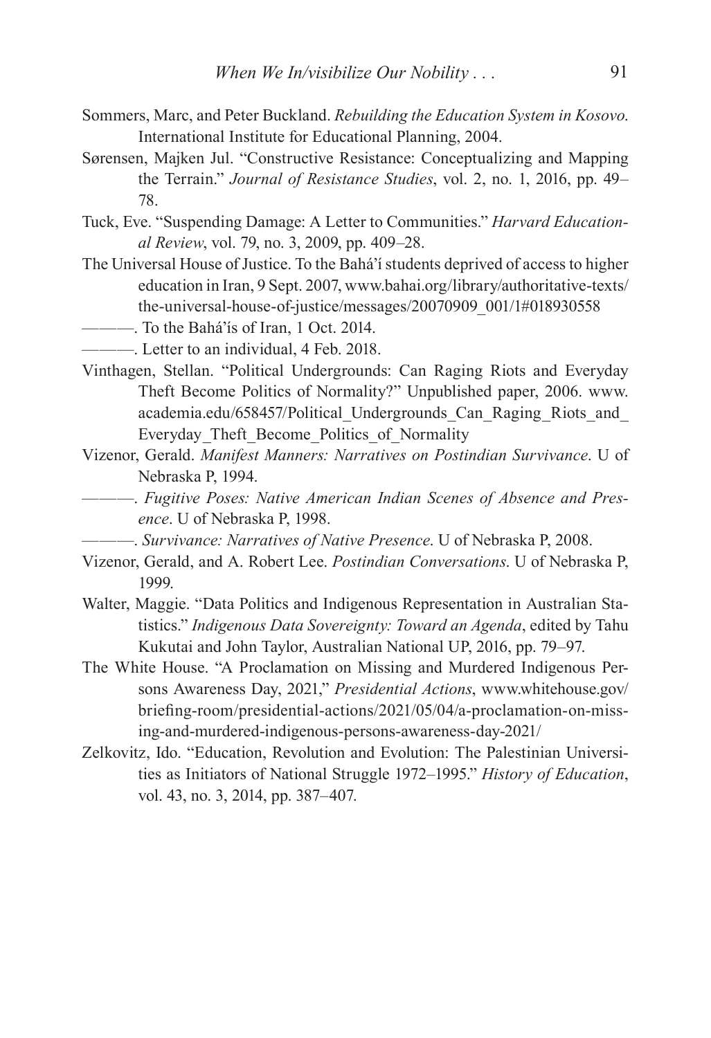Sommers, Marc, and Peter Buckland. *Rebuilding the Education System in Kosovo*. International Institute for Educational Planning, 2004.

Sørensen, Majken Jul. "Constructive Resistance: Conceptualizing and Mapping the Terrain." *Journal of Resistance Studies*, vol. 2, no. 1, 2016, pp. 49–78.

Tuck, Eve. "Suspending Damage: A Letter to Communities." *Harvard Educational Review*, vol. 79, no. 3, 2009, pp. 409–28.

The Universal House of Justice. To the Bahá'í students deprived of access to higher education in Iran, 9 Sept. 2007, www.bahai.org/library/authoritative-texts/the-universal-house-of-justice/messages/20070909_001/1#018930558

———. To the Bahá'ís of Iran, 1 Oct. 2014.

———. Letter to an individual, 4 Feb. 2018.

Vinthagen, Stellan. "Political Undergrounds: Can Raging Riots and Everyday Theft Become Politics of Normality?" Unpublished paper, 2006. www.academia.edu/658457/Political_Undergrounds_Can_Raging_Riots_and_Everyday_Theft_Become_Politics_of_Normality

Vizenor, Gerald. *Manifest Manners: Narratives on Postindian Survivance*. U of Nebraska P, 1994.

———. *Fugitive Poses: Native American Indian Scenes of Absence and Presence*. U of Nebraska P, 1998.

———. *Survivance: Narratives of Native Presence*. U of Nebraska P, 2008.

Vizenor, Gerald, and A. Robert Lee. *Postindian Conversations*. U of Nebraska P, 1999.

Walter, Maggie. "Data Politics and Indigenous Representation in Australian Statistics." *Indigenous Data Sovereignty: Toward an Agenda*, edited by Tahu Kukutai and John Taylor, Australian National UP, 2016, pp. 79–97.

The White House. "A Proclamation on Missing and Murdered Indigenous Persons Awareness Day, 2021," *Presidential Actions*, www.whitehouse.gov/briefing-room/presidential-actions/2021/05/04/a-proclamation-on-missing-and-murdered-indigenous-persons-awareness-day-2021/

Zelkovitz, Ido. "Education, Revolution and Evolution: The Palestinian Universities as Initiators of National Struggle 1972–1995." *History of Education*, vol. 43, no. 3, 2014, pp. 387–407.